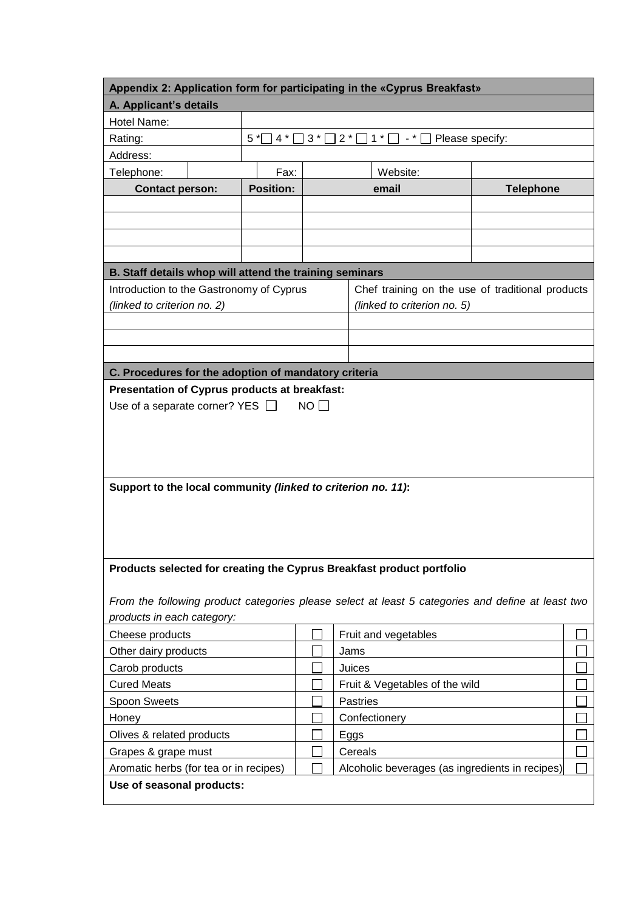**Appendix 2: Application form for participating in the «Cyprus Breakfast»**

**A. Applicant's details**

| | | | | | |
|---|---|---|---|---|---|
| Hotel Name: | | | | | |
| Rating: | 5 * ☐ 4 * ☐ 3 * ☐ 2 * ☐ 1 * ☐ - * ☐ Please specify: | | | | |
| Address: | | | | | |
| Telephone: | | Fax: | | Website: | |

| **Contact person:** | **Position:** | **email** | **Telephone** |
|---|---|---|---|
| | | | |
| | | | |
| | | | |
| | | | |

**B. Staff details whop will attend the training seminars**

| Introduction to the Gastronomy of Cyprus *(linked to criterion no. 2)* | Chef training on the use of traditional products *(linked to criterion no. 5)* |
|---|---|
| | |
| | |
| | |

**C. Procedures for the adoption of mandatory criteria**

**Presentation of Cyprus products at breakfast:**

Use of a separate corner? YES ☐ NO ☐

**Support to the local community *(linked to criterion no. 11)*:**

**Products selected for creating the Cyprus Breakfast product portfolio**

*From the following product categories please select at least 5 categories and define at least two products in each category:*

| | | | |
|---|---|---|---|
| Cheese products | ☐ | Fruit and vegetables | ☐ |
| Other dairy products | ☐ | Jams | ☐ |
| Carob products | ☐ | Juices | ☐ |
| Cured Meats | ☐ | Fruit & Vegetables of the wild | ☐ |
| Spoon Sweets | ☐ | Pastries | ☐ |
| Honey | ☐ | Confectionery | ☐ |
| Olives & related products | ☐ | Eggs | ☐ |
| Grapes & grape must | ☐ | Cereals | ☐ |
| Aromatic herbs (for tea or in recipes) | ☐ | Alcoholic beverages (as ingredients in recipes) | ☐ |

**Use of seasonal products:**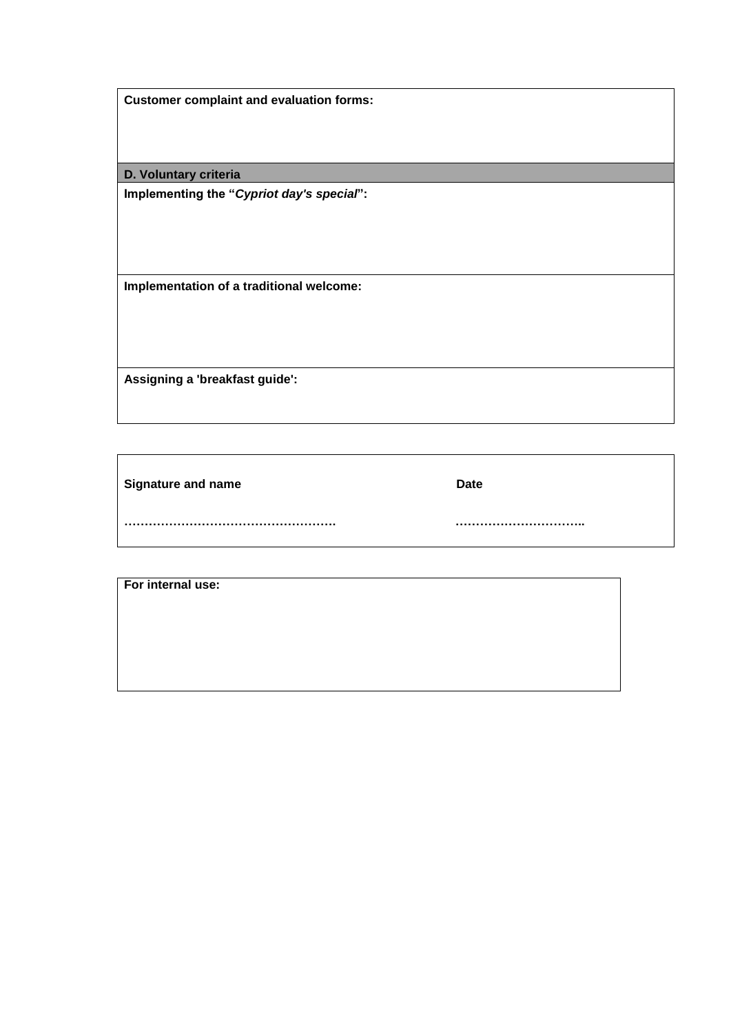| |
|---|
| **Customer complaint and evaluation forms:** |
| **D. Voluntary criteria** |
| **Implementing the "*Cypriot day's special*":** |
| **Implementation of a traditional welcome:** |
| **Assigning a 'breakfast guide':** |

| | |
|---|---|
| **Signature and name** | **Date** |
| **…………………………………………….** | **………………………….** |

| |
|---|
| **For internal use:** |